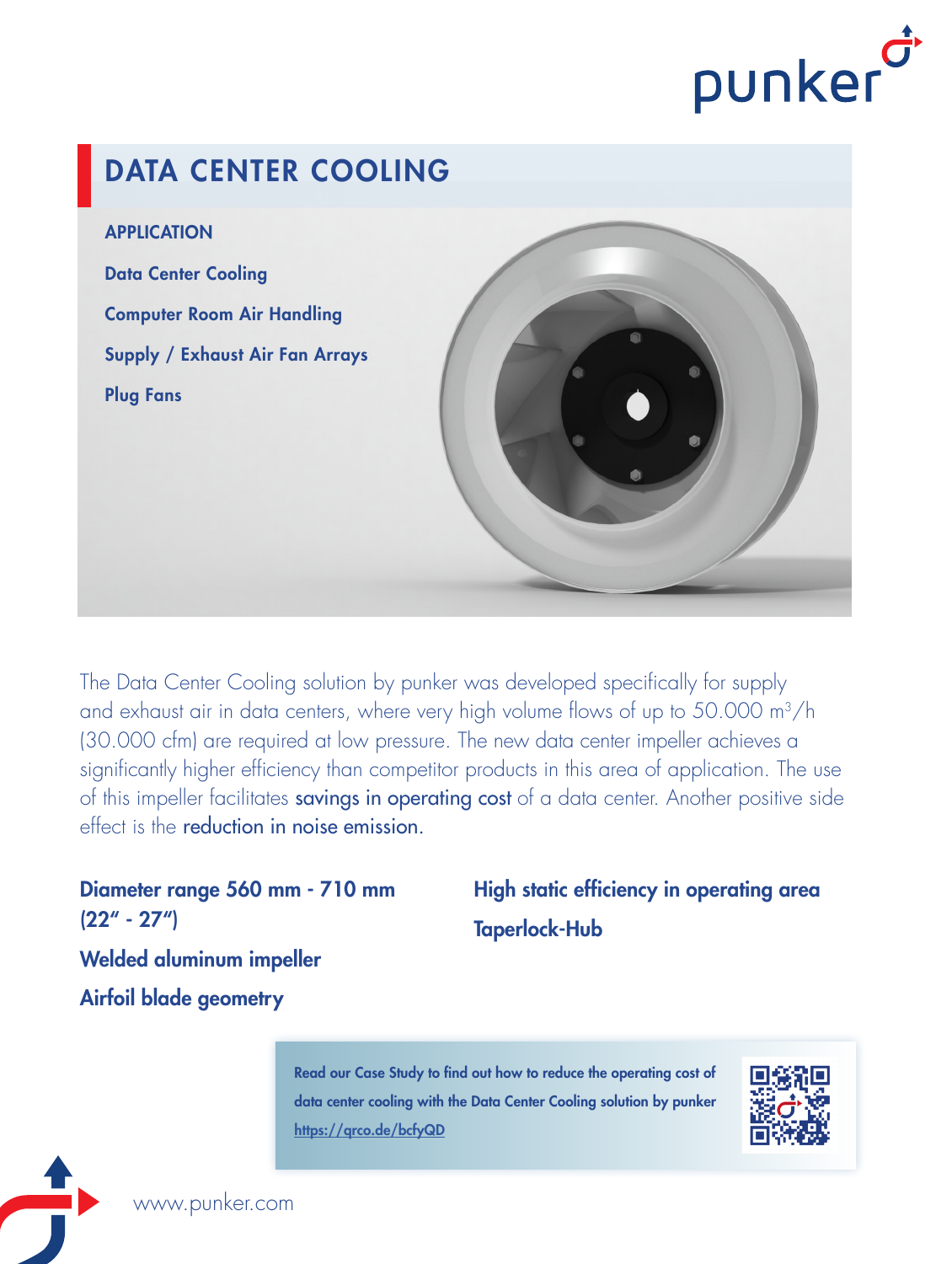punker

# DATA CENTER COOLING

**APPLICATION**

**Data Center Cooling**

**Computer Room Air Handling**

**Supply / Exhaust Air Fan Arrays**

**Plug Fans**

The Data Center Cooling solution by punker was developed specifically for supply and exhaust air in data centers, where very high volume flows of up to 50.000 m³/h (30.000 cfm) are required at low pressure. The new data center impeller achieves a significantly higher efficiency than competitor products in this area of application. The use of this impeller facilitates **savings in operating cost** of a data center. Another positive side effect is the **reduction in noise emission.**

**Diameter range 560 mm - 710 mm (22" - 27")**

**Welded aluminum impeller**

**Airfoil blade geometry**

**High static efficiency in operating area**

**Taperlock-Hub**

**Read our Case Study to find out how to reduce the operating cost of data center cooling with the Data Center Cooling solution by punker**
https://qrco.de/bcfyQD

www.punker.com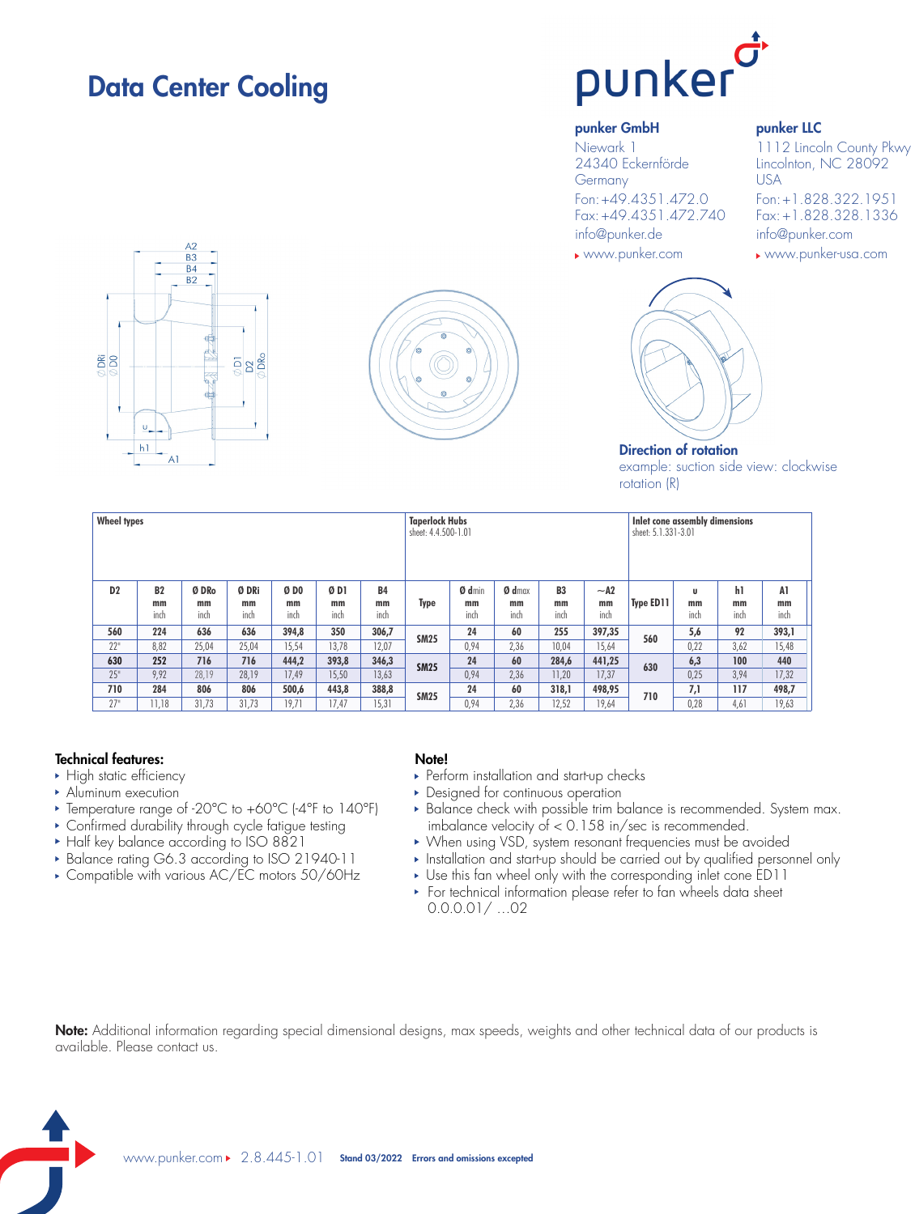# Data Center Cooling

punker

**punker GmbH**
Niewark 1
24340 Eckernförde
Germany
Fon: +49.4351.472.0
Fax: +49.4351.472.740
info@punker.de
www.punker.com

**punker LLC**
1112 Lincoln County Pkwy
Lincolnton, NC 28092
USA
Fon: +1.828.322.1951
Fax: +1.828.328.1336
info@punker.com
www.punker-usa.com

A2
B3
B4
B2
Ø DRi
Ø D0
Ø D1
D2
Ø DRo
u
h1
A1

**Direction of rotation**
example: suction side view: clockwise rotation (R)

| Wheel types | | | | | | | Taperlock Hubs sheet: 4.4.500-1.01 | | | | | Inlet cone assembly dimensions sheet: 5.1.331-3.01 | | | |
|---|---|---|---|---|---|---|---|---|---|---|---|---|---|---|---|
| D2 | B2 mm inch | Ø DRo mm inch | Ø DRi mm inch | Ø D0 mm inch | Ø D1 mm inch | B4 mm inch | Type | Ø dmin mm inch | Ø dmax mm inch | B3 mm inch | ~A2 mm inch | Type ED11 | u mm inch | h1 mm inch | A1 mm inch |
| **560** | **224** | **636** | **636** | **394,8** | **350** | **306,7** | **SM25** | **24** | **60** | **255** | **397,35** | **560** | **5,6** | **92** | **393,1** |
| 22" | 8,82 | 25,04 | 25,04 | 15,54 | 13,78 | 12,07 | | 0,94 | 2,36 | 10,04 | 15,64 | | 0,22 | 3,62 | 15,48 |
| **630** | **252** | **716** | **716** | **444,2** | **393,8** | **346,3** | **SM25** | **24** | **60** | **284,6** | **441,25** | **630** | **6,3** | **100** | **440** |
| 25" | 9,92 | 28,19 | 28,19 | 17,49 | 15,50 | 13,63 | | 0,94 | 2,36 | 11,20 | 17,37 | | 0,25 | 3,94 | 17,32 |
| **710** | **284** | **806** | **806** | **500,6** | **443,8** | **388,8** | **SM25** | **24** | **60** | **318,1** | **498,95** | **710** | **7,1** | **117** | **498,7** |
| 27" | 11,18 | 31,73 | 31,73 | 19,71 | 17,47 | 15,31 | | 0,94 | 2,36 | 12,52 | 19,64 | | 0,28 | 4,61 | 19,63 |

**Technical features:**

- High static efficiency
- Aluminum execution
- Temperature range of -20°C to +60°C (-4°F to 140°F)
- Confirmed durability through cycle fatigue testing
- Half key balance according to ISO 8821
- Balance rating G6.3 according to ISO 21940-11
- Compatible with various AC/EC motors 50/60Hz

**Note!**

- Perform installation and start-up checks
- Designed for continuous operation
- Balance check with possible trim balance is recommended. System max. imbalance velocity of < 0.158 in/sec is recommended.
- When using VSD, system resonant frequencies must be avoided
- Installation and start-up should be carried out by qualified personnel only
- Use this fan wheel only with the corresponding inlet cone ED11
- For technical information please refer to fan wheels data sheet 0.0.0.01/ ...02

**Note:** Additional information regarding special dimensional designs, max speeds, weights and other technical data of our products is available. Please contact us.

www.punker.com 2.8.445-1.01 **Stand 03/2022** **Errors and omissions excepted**